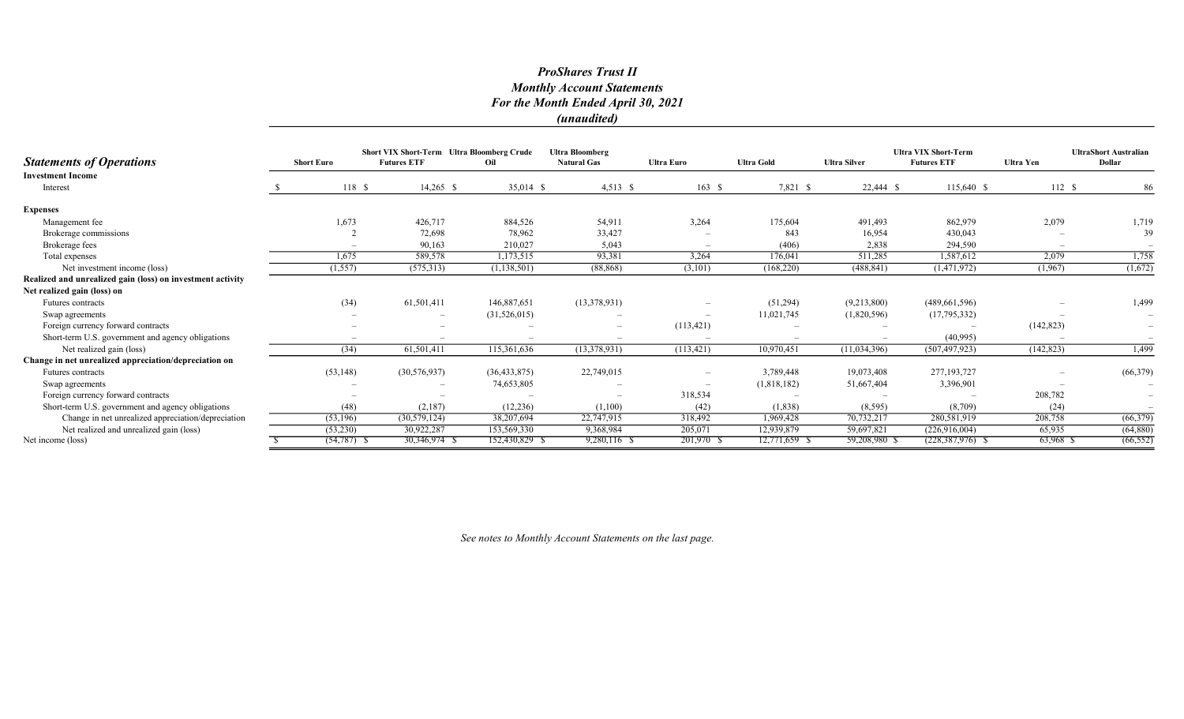# *ProShares Trust II*
## *Monthly Account Statements*
## *For the Month Ended April 30, 2021*
## *(unaudited)*

| ***Statements of Operations*** | **Short Euro** | **Short VIX Short-Term Futures ETF** | **Ultra Bloomberg Crude Oil** | **Ultra Bloomberg Natural Gas** | **Ultra Euro** | **Ultra Gold** | **Ultra Silver** | **Ultra VIX Short-Term Futures ETF** | **Ultra Yen** | **UltraShort Australian Dollar** |
|---|---|---|---|---|---|---|---|---|---|---|
| **Investment Income** | | | | | | | | | | |
| Interest | $ 118 | $ 14,265 | $ 35,014 | $ 4,513 | $ 163 | $ 7,821 | $ 22,444 | $ 115,640 | $ 112 | $ 86 |
| **Expenses** | | | | | | | | | | |
| Management fee | 1,673 | 426,717 | 884,526 | 54,911 | 3,264 | 175,604 | 491,493 | 862,979 | 2,079 | 1,719 |
| Brokerage commissions | 2 | 72,698 | 78,962 | 33,427 | – | 843 | 16,954 | 430,043 | – | 39 |
| Brokerage fees | – | 90,163 | 210,027 | 5,043 | – | (406) | 2,838 | 294,590 | – | – |
| Total expenses | 1,675 | 589,578 | 1,173,515 | 93,381 | 3,264 | 176,041 | 511,285 | 1,587,612 | 2,079 | 1,758 |
| Net investment income (loss) | (1,557) | (575,313) | (1,138,501) | (88,868) | (3,101) | (168,220) | (488,841) | (1,471,972) | (1,967) | (1,672) |
| **Realized and unrealized gain (loss) on investment activity** | | | | | | | | | | |
| **Net realized gain (loss) on** | | | | | | | | | | |
| Futures contracts | (34) | 61,501,411 | 146,887,651 | (13,378,931) | – | (51,294) | (9,213,800) | (489,661,596) | – | 1,499 |
| Swap agreements | – | – | (31,526,015) | – | – | 11,021,745 | (1,820,596) | (17,795,332) | – | – |
| Foreign currency forward contracts | – | – | – | – | (113,421) | – | – | – | (142,823) | – |
| Short-term U.S. government and agency obligations | – | – | – | – | – | – | – | (40,995) | – | – |
| Net realized gain (loss) | (34) | 61,501,411 | 115,361,636 | (13,378,931) | (113,421) | 10,970,451 | (11,034,396) | (507,497,923) | (142,823) | 1,499 |
| **Change in net unrealized appreciation/depreciation on** | | | | | | | | | | |
| Futures contracts | (53,148) | (30,576,937) | (36,433,875) | 22,749,015 | – | 3,789,448 | 19,073,408 | 277,193,727 | – | (66,379) |
| Swap agreements | – | – | 74,653,805 | – | – | (1,818,182) | 51,667,404 | 3,396,901 | – | – |
| Foreign currency forward contracts | – | – | – | – | 318,534 | – | – | – | 208,782 | – |
| Short-term U.S. government and agency obligations | (48) | (2,187) | (12,236) | (1,100) | (42) | (1,838) | (8,595) | (8,709) | (24) | – |
| Change in net unrealized appreciation/depreciation | (53,196) | (30,579,124) | 38,207,694 | 22,747,915 | 318,492 | 1,969,428 | 70,732,217 | 280,581,919 | 208,758 | (66,379) |
| Net realized and unrealized gain (loss) | (53,230) | 30,922,287 | 153,569,330 | 9,368,984 | 205,071 | 12,939,879 | 59,697,821 | (226,916,004) | 65,935 | (64,880) |
| Net income (loss) | $ (54,787) | $ 30,346,974 | $ 152,430,829 | $ 9,280,116 | $ 201,970 | $ 12,771,659 | $ 59,208,980 | $ (228,387,976) | $ 63,968 | $ (66,552) |

*See notes to Monthly Account Statements on the last page.*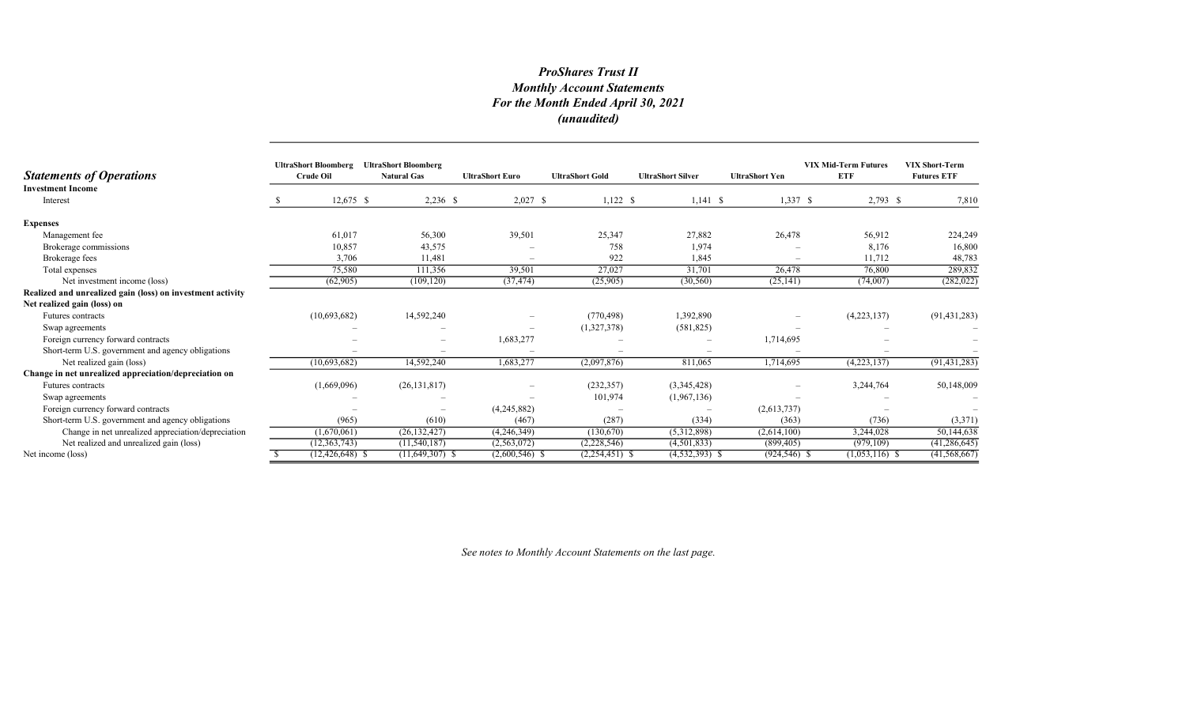# *ProShares Trust II*
## *Monthly Account Statements*
## *For the Month Ended April 30, 2021*
## *(unaudited)*

| *Statements of Operations* | UltraShort Bloomberg Crude Oil | UltraShort Bloomberg Natural Gas | UltraShort Euro | UltraShort Gold | UltraShort Silver | UltraShort Yen | VIX Mid-Term Futures ETF | VIX Short-Term Futures ETF |
|---|---|---|---|---|---|---|---|---|
| **Investment Income** | | | | | | | | |
| Interest | $ 12,675 | $ 2,236 | $ 2,027 | $ 1,122 | $ 1,141 | $ 1,337 | $ 2,793 | $ 7,810 |
| **Expenses** | | | | | | | | |
| Management fee | 61,017 | 56,300 | 39,501 | 25,347 | 27,882 | 26,478 | 56,912 | 224,249 |
| Brokerage commissions | 10,857 | 43,575 | – | 758 | 1,974 | – | 8,176 | 16,800 |
| Brokerage fees | 3,706 | 11,481 | – | 922 | 1,845 | – | 11,712 | 48,783 |
| Total expenses | 75,580 | 111,356 | 39,501 | 27,027 | 31,701 | 26,478 | 76,800 | 289,832 |
| Net investment income (loss) | (62,905) | (109,120) | (37,474) | (25,905) | (30,560) | (25,141) | (74,007) | (282,022) |
| **Realized and unrealized gain (loss) on investment activity** | | | | | | | | |
| **Net realized gain (loss) on** | | | | | | | | |
| Futures contracts | (10,693,682) | 14,592,240 | – | (770,498) | 1,392,890 | – | (4,223,137) | (91,431,283) |
| Swap agreements | – | – | – | (1,327,378) | (581,825) | – | – | – |
| Foreign currency forward contracts | – | – | 1,683,277 | – | – | 1,714,695 | – | – |
| Short-term U.S. government and agency obligations | – | – | – | – | – | – | – | – |
| Net realized gain (loss) | (10,693,682) | 14,592,240 | 1,683,277 | (2,097,876) | 811,065 | 1,714,695 | (4,223,137) | (91,431,283) |
| **Change in net unrealized appreciation/depreciation on** | | | | | | | | |
| Futures contracts | (1,669,096) | (26,131,817) | – | (232,357) | (3,345,428) | – | 3,244,764 | 50,148,009 |
| Swap agreements | – | – | – | 101,974 | (1,967,136) | – | – | – |
| Foreign currency forward contracts | – | – | (4,245,882) | – | – | (2,613,737) | – | – |
| Short-term U.S. government and agency obligations | (965) | (610) | (467) | (287) | (334) | (363) | (736) | (3,371) |
| Change in net unrealized appreciation/depreciation | (1,670,061) | (26,132,427) | (4,246,349) | (130,670) | (5,312,898) | (2,614,100) | 3,244,028 | 50,144,638 |
| Net realized and unrealized gain (loss) | (12,363,743) | (11,540,187) | (2,563,072) | (2,228,546) | (4,501,833) | (899,405) | (979,109) | (41,286,645) |
| Net income (loss) | $ (12,426,648) | $ (11,649,307) | $ (2,600,546) | $ (2,254,451) | $ (4,532,393) | $ (924,546) | $ (1,053,116) | $ (41,568,667) |

*See notes to Monthly Account Statements on the last page.*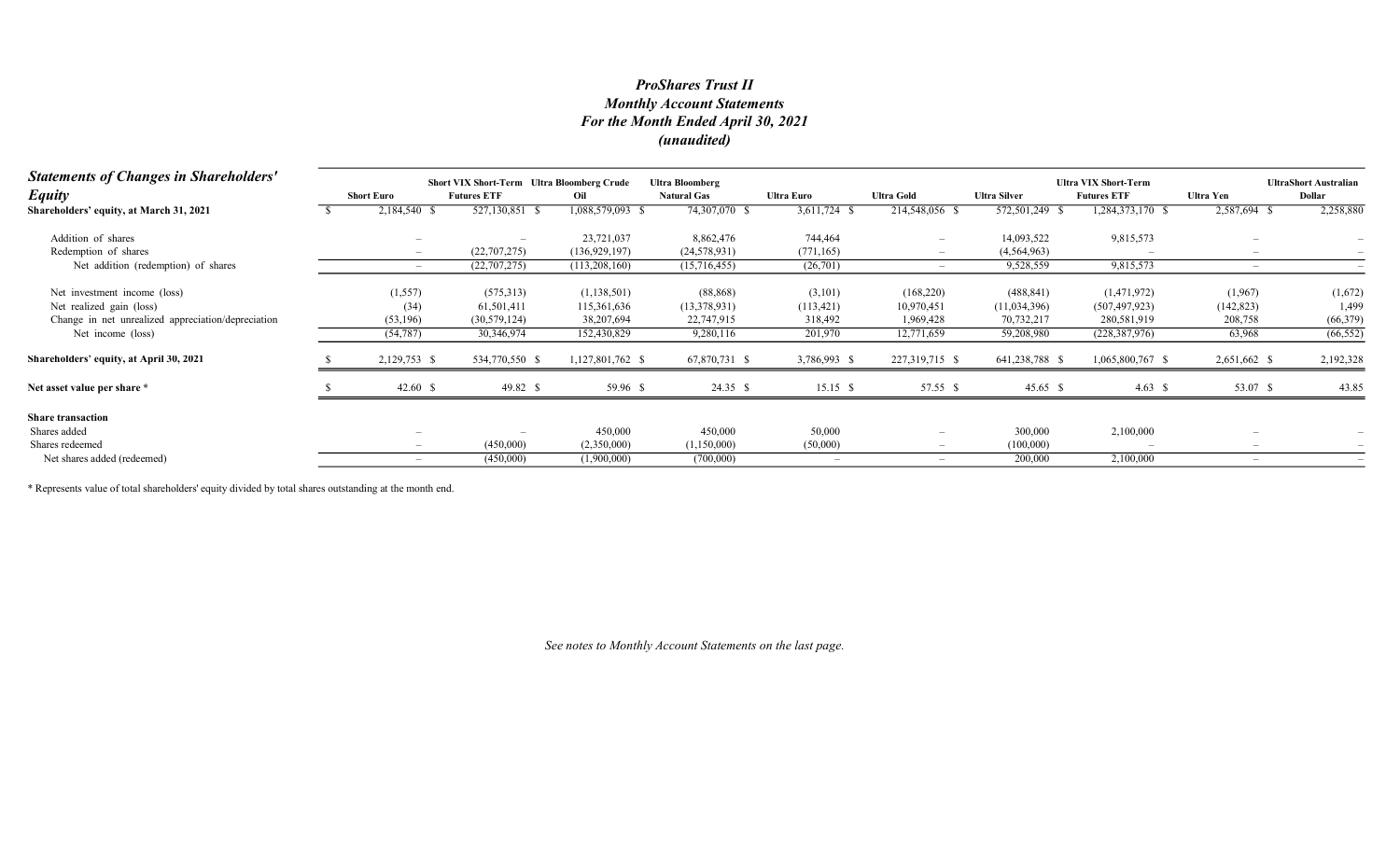# *ProShares Trust II*
## *Monthly Account Statements*
## *For the Month Ended April 30, 2021*
## *(unaudited)*

| ***Statements of Changes in Shareholders' Equity*** | Short Euro | Short VIX Short-Term Futures ETF | Ultra Bloomberg Crude Oil | Ultra Bloomberg Natural Gas | Ultra Euro | Ultra Gold | Ultra Silver | Ultra VIX Short-Term Futures ETF | Ultra Yen | UltraShort Australian Dollar |
|---|---|---|---|---|---|---|---|---|---|---|
| **Shareholders' equity, at March 31, 2021** | $ 2,184,540 | $ 527,130,851 | $ 1,088,579,093 | $ 74,307,070 | $ 3,611,724 | $ 214,548,056 | $ 572,501,249 | $ 1,284,373,170 | $ 2,587,694 | $ 2,258,880 |
| Addition of shares | – | – | 23,721,037 | 8,862,476 | 744,464 | – | 14,093,522 | 9,815,573 | – | – |
| Redemption of shares | – | (22,707,275) | (136,929,197) | (24,578,931) | (771,165) | – | (4,564,963) | – | – | – |
| Net addition (redemption) of shares | – | (22,707,275) | (113,208,160) | (15,716,455) | (26,701) | – | 9,528,559 | 9,815,573 | – | – |
| Net investment income (loss) | (1,557) | (575,313) | (1,138,501) | (88,868) | (3,101) | (168,220) | (488,841) | (1,471,972) | (1,967) | (1,672) |
| Net realized gain (loss) | (34) | 61,501,411 | 115,361,636 | (13,378,931) | (113,421) | 10,970,451 | (11,034,396) | (507,497,923) | (142,823) | 1,499 |
| Change in net unrealized appreciation/depreciation | (53,196) | (30,579,124) | 38,207,694 | 22,747,915 | 318,492 | 1,969,428 | 70,732,217 | 280,581,919 | 208,758 | (66,379) |
| Net income (loss) | (54,787) | 30,346,974 | 152,430,829 | 9,280,116 | 201,970 | 12,771,659 | 59,208,980 | (228,387,976) | 63,968 | (66,552) |
| **Shareholders' equity, at April 30, 2021** | $ 2,129,753 | $ 534,770,550 | $ 1,127,801,762 | $ 67,870,731 | $ 3,786,993 | $ 227,319,715 | $ 641,238,788 | $ 1,065,800,767 | $ 2,651,662 | $ 2,192,328 |
| **Net asset value per share \*** | $ 42.60 | $ 49.82 | $ 59.96 | $ 24.35 | $ 15.15 | $ 57.55 | $ 45.65 | $ 4.63 | $ 53.07 | $ 43.85 |
| **Share transaction** | | | | | | | | | | |
| Shares added | – | – | 450,000 | 450,000 | 50,000 | – | 300,000 | 2,100,000 | – | – |
| Shares redeemed | – | (450,000) | (2,350,000) | (1,150,000) | (50,000) | – | (100,000) | – | – | – |
| Net shares added (redeemed) | – | (450,000) | (1,900,000) | (700,000) | – | – | 200,000 | 2,100,000 | – | – |

\* Represents value of total shareholders' equity divided by total shares outstanding at the month end.

*See notes to Monthly Account Statements on the last page.*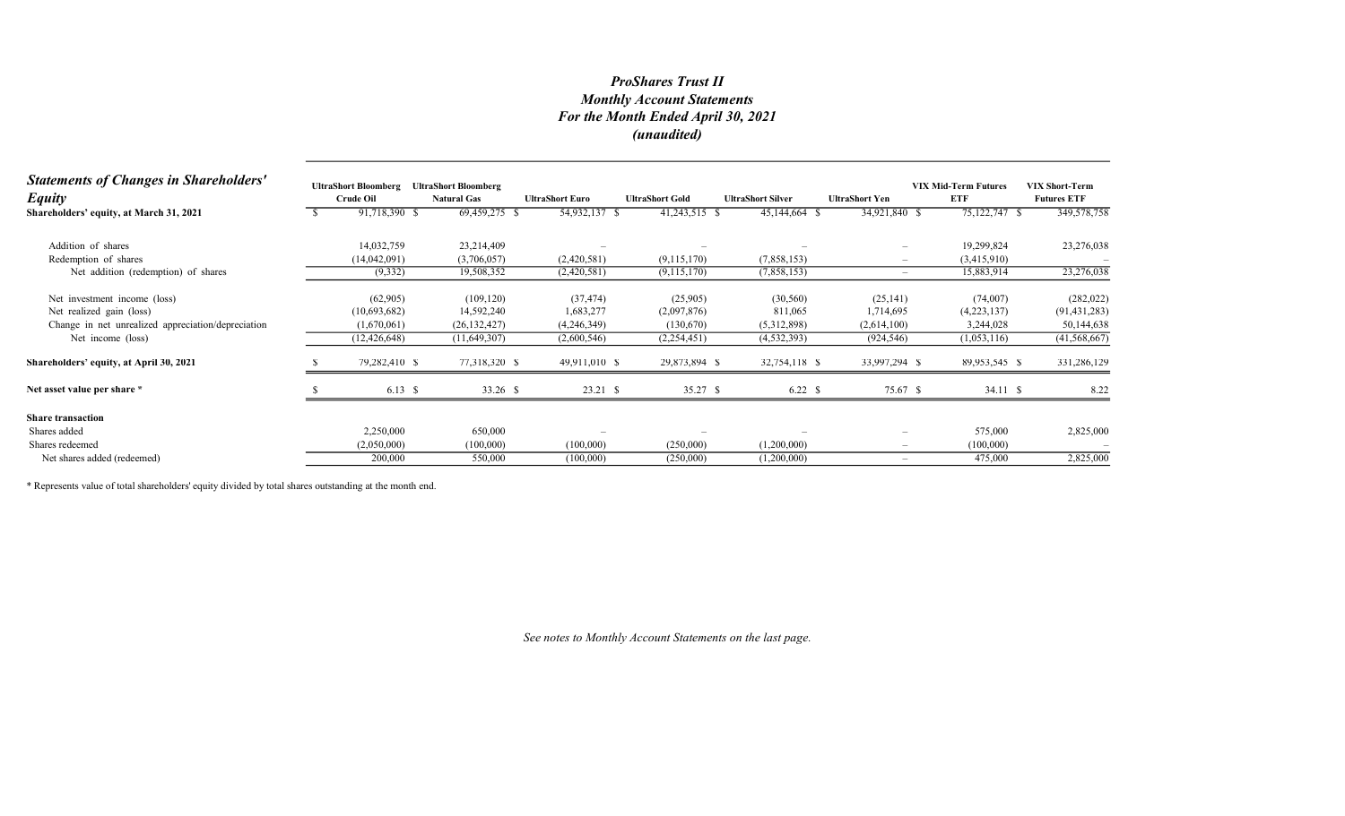# *ProShares Trust II*
## *Monthly Account Statements*
## *For the Month Ended April 30, 2021*
## *(unaudited)*

| ***Statements of Changes in Shareholders' Equity*** | UltraShort Bloomberg Crude Oil | UltraShort Bloomberg Natural Gas | UltraShort Euro | UltraShort Gold | UltraShort Silver | UltraShort Yen | VIX Mid-Term Futures ETF | VIX Short-Term Futures ETF |
|---|---|---|---|---|---|---|---|---|
| **Shareholders' equity, at March 31, 2021** | $ 91,718,390 | $ 69,459,275 | $ 54,932,137 | $ 41,243,515 | $ 45,144,664 | $ 34,921,840 | $ 75,122,747 | $ 349,578,758 |
| Addition of shares | 14,032,759 | 23,214,409 | – | – | – | – | 19,299,824 | 23,276,038 |
| Redemption of shares | (14,042,091) | (3,706,057) | (2,420,581) | (9,115,170) | (7,858,153) | – | (3,415,910) | – |
| Net addition (redemption) of shares | (9,332) | 19,508,352 | (2,420,581) | (9,115,170) | (7,858,153) | – | 15,883,914 | 23,276,038 |
| Net investment income (loss) | (62,905) | (109,120) | (37,474) | (25,905) | (30,560) | (25,141) | (74,007) | (282,022) |
| Net realized gain (loss) | (10,693,682) | 14,592,240 | 1,683,277 | (2,097,876) | 811,065 | 1,714,695 | (4,223,137) | (91,431,283) |
| Change in net unrealized appreciation/depreciation | (1,670,061) | (26,132,427) | (4,246,349) | (130,670) | (5,312,898) | (2,614,100) | 3,244,028 | 50,144,638 |
| Net income (loss) | (12,426,648) | (11,649,307) | (2,600,546) | (2,254,451) | (4,532,393) | (924,546) | (1,053,116) | (41,568,667) |
| **Shareholders' equity, at April 30, 2021** | $ 79,282,410 | $ 77,318,320 | $ 49,911,010 | $ 29,873,894 | $ 32,754,118 | $ 33,997,294 | $ 89,953,545 | $ 331,286,129 |
| **Net asset value per share \*** | $ 6.13 | $ 33.26 | $ 23.21 | $ 35.27 | $ 6.22 | $ 75.67 | $ 34.11 | $ 8.22 |
| **Share transaction** | | | | | | | | |
| Shares added | 2,250,000 | 650,000 | – | – | – | – | 575,000 | 2,825,000 |
| Shares redeemed | (2,050,000) | (100,000) | (100,000) | (250,000) | (1,200,000) | – | (100,000) | – |
| Net shares added (redeemed) | 200,000 | 550,000 | (100,000) | (250,000) | (1,200,000) | – | 475,000 | 2,825,000 |

\* Represents value of total shareholders' equity divided by total shares outstanding at the month end.

*See notes to Monthly Account Statements on the last page.*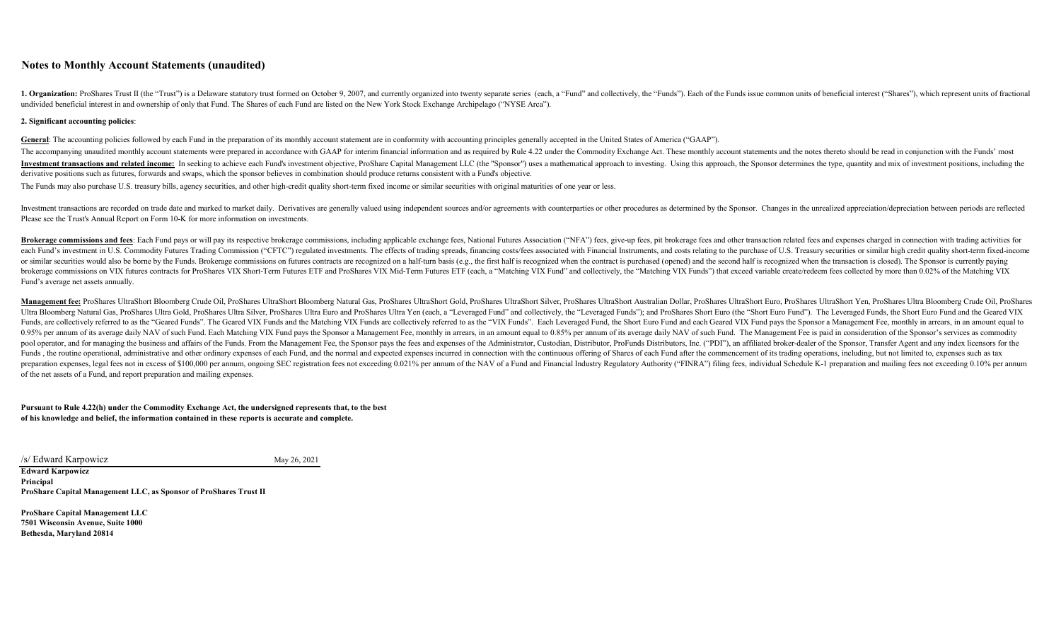## Notes to Monthly Account Statements (unaudited)

**1. Organization:** ProShares Trust II (the "Trust") is a Delaware statutory trust formed on October 9, 2007, and currently organized into twenty separate series (each, a "Fund" and collectively, the "Funds"). Each of the Funds issue common units of beneficial interest ("Shares"), which represent units of fractional undivided beneficial interest in and ownership of only that Fund. The Shares of each Fund are listed on the New York Stock Exchange Archipelago ("NYSE Arca").

**2. Significant accounting policies**:

**General**: The accounting policies followed by each Fund in the preparation of its monthly account statement are in conformity with accounting principles generally accepted in the United States of America ("GAAP").

The accompanying unaudited monthly account statements were prepared in accordance with GAAP for interim financial information and as required by Rule 4.22 under the Commodity Exchange Act. These monthly account statements and the notes thereto should be read in conjunction with the Funds' most

**Investment transactions and related income:** In seeking to achieve each Fund's investment objective, ProShare Capital Management LLC (the "Sponsor") uses a mathematical approach to investing. Using this approach, the Sponsor determines the type, quantity and mix of investment positions, including the derivative positions such as futures, forwards and swaps, which the sponsor believes in combination should produce returns consistent with a Fund's objective.

The Funds may also purchase U.S. treasury bills, agency securities, and other high-credit quality short-term fixed income or similar securities with original maturities of one year or less.

Investment transactions are recorded on trade date and marked to market daily. Derivatives are generally valued using independent sources and/or agreements with counterparties or other procedures as determined by the Sponsor. Changes in the unrealized appreciation/depreciation between periods are reflected
Please see the Trust's Annual Report on Form 10-K for more information on investments.

**Brokerage commissions and fees**: Each Fund pays or will pay its respective brokerage commissions, including applicable exchange fees, National Futures Association ("NFA") fees, give-up fees, pit brokerage fees and other transaction related fees and expenses charged in connection with trading activities for each Fund's investment in U.S. Commodity Futures Trading Commission ("CFTC") regulated investments. The effects of trading spreads, financing costs/fees associated with Financial Instruments, and costs relating to the purchase of U.S. Treasury securities or similar high credit quality short-term fixed-income or similar securities would also be borne by the Funds. Brokerage commissions on futures contracts are recognized on a half-turn basis (e.g., the first half is recognized when the contract is purchased (opened) and the second half is recognized when the transaction is closed). The Sponsor is currently paying brokerage commissions on VIX futures contracts for ProShares VIX Short-Term Futures ETF and ProShares VIX Mid-Term Futures ETF (each, a "Matching VIX Fund" and collectively, the "Matching VIX Funds") that exceed variable create/redeem fees collected by more than 0.02% of the Matching VIX Fund's average net assets annually.

**Management fee:** ProShares UltraShort Bloomberg Crude Oil, ProShares UltraShort Bloomberg Natural Gas, ProShares UltraShort Gold, ProShares UltraShort Silver, ProShares UltraShort Australian Dollar, ProShares UltraShort Euro, ProShares UltraShort Yen, ProShares Ultra Bloomberg Crude Oil, ProShares Ultra Bloomberg Natural Gas, ProShares Ultra Gold, ProShares Ultra Silver, ProShares Ultra Euro and ProShares Ultra Yen (each, a "Leveraged Fund" and collectively, the "Leveraged Funds"); and ProShares Short Euro (the "Short Euro Fund"). The Leveraged Funds, the Short Euro Fund and the Geared VIX Funds, are collectively referred to as the "Geared Funds". The Geared VIX Funds and the Matching VIX Funds are collectively referred to as the "VIX Funds". Each Leveraged Fund, the Short Euro Fund and each Geared VIX Fund pays the Sponsor a Management Fee, monthly in arrears, in an amount equal to 0.95% per annum of its average daily NAV of such Fund. Each Matching VIX Fund pays the Sponsor a Management Fee, monthly in arrears, in an amount equal to 0.85% per annum of its average daily NAV of such Fund. The Management Fee is paid in consideration of the Sponsor's services as commodity pool operator, and for managing the business and affairs of the Funds. From the Management Fee, the Sponsor pays the fees and expenses of the Administrator, Custodian, Distributor, ProFunds Distributors, Inc. ("PDI"), an affiliated broker-dealer of the Sponsor, Transfer Agent and any index licensors for the Funds , the routine operational, administrative and other ordinary expenses of each Fund, and the normal and expected expenses incurred in connection with the continuous offering of Shares of each Fund after the commencement of its trading operations, including, but not limited to, expenses such as tax preparation expenses, legal fees not in excess of \$100,000 per annum, ongoing SEC registration fees not exceeding 0.021% per annum of the NAV of a Fund and Financial Industry Regulatory Authority ("FINRA") filing fees, individual Schedule K-1 preparation and mailing fees not exceeding 0.10% per annum of the net assets of a Fund, and report preparation and mailing expenses.

**Pursuant to Rule 4.22(h) under the Commodity Exchange Act, the undersigned represents that, to the best of his knowledge and belief, the information contained in these reports is accurate and complete.**

/s/ Edward Karpowicz May 26, 2021

**Edward Karpowicz**
**Principal**
**ProShare Capital Management LLC, as Sponsor of ProShares Trust II**

**ProShare Capital Management LLC**
**7501 Wisconsin Avenue, Suite 1000**
**Bethesda, Maryland 20814**